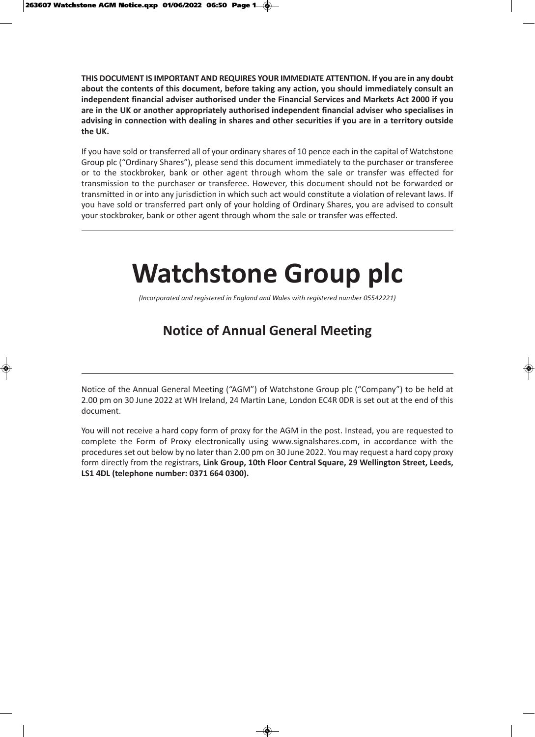**THIS DOCUMENT IS IMPORTANT AND REQUIRES YOUR IMMEDIATE ATTENTION. If you are in any doubt about the contents of this document, before taking any action, you should immediately consult an independent financial adviser authorised under the Financial Services and Markets Act 2000 if you are in the UK or another appropriately authorised independent financial adviser who specialises in advising in connection with dealing in shares and other securities if you are in a territory outside the UK.**

If you have sold or transferred all of your ordinary shares of 10 pence each in the capital of Watchstone Group plc ("Ordinary Shares"), please send this document immediately to the purchaser or transferee or to the stockbroker, bank or other agent through whom the sale or transfer was effected for transmission to the purchaser or transferee. However, this document should not be forwarded or transmitted in or into any jurisdiction in which such act would constitute a violation of relevant laws. If you have sold or transferred part only of your holding of Ordinary Shares, you are advised to consult your stockbroker, bank or other agent through whom the sale or transfer was effected.

---

# Watchstone Group plc

*(Incorporated and registered in England and Wales with registered number 05542221)*

## Notice of Annual General Meeting

---

Notice of the Annual General Meeting ("AGM") of Watchstone Group plc ("Company") to be held at 2.00 pm on 30 June 2022 at WH Ireland, 24 Martin Lane, London EC4R 0DR is set out at the end of this document.

You will not receive a hard copy form of proxy for the AGM in the post. Instead, you are requested to complete the Form of Proxy electronically using www.signalshares.com, in accordance with the procedures set out below by no later than 2.00 pm on 30 June 2022. You may request a hard copy proxy form directly from the registrars, **Link Group, 10th Floor Central Square, 29 Wellington Street, Leeds, LS1 4DL (telephone number: 0371 664 0300).**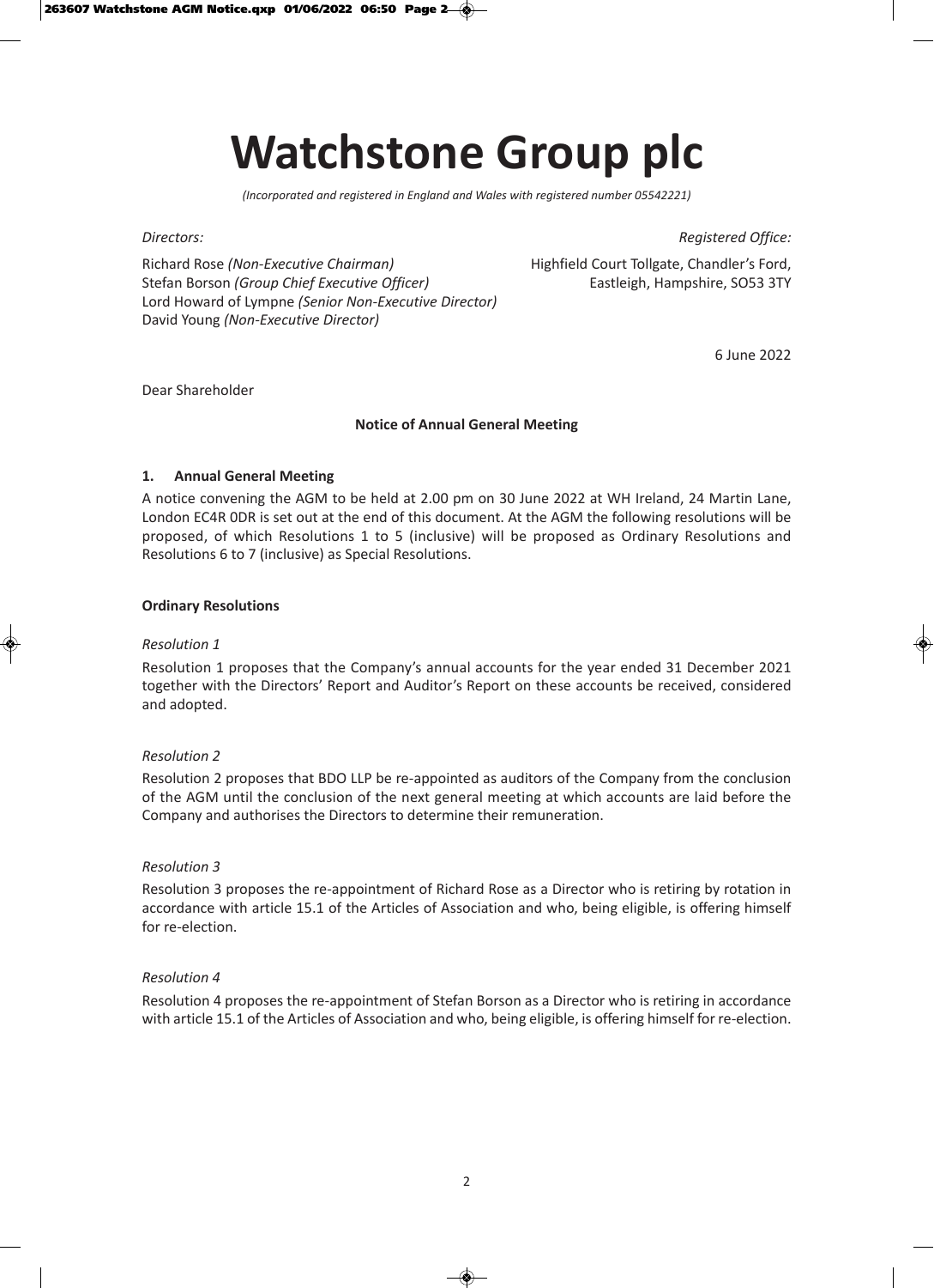# Watchstone Group plc

*(Incorporated and registered in England and Wales with registered number 05542221)*

*Directors:*

Richard Rose *(Non-Executive Chairman)*
Stefan Borson *(Group Chief Executive Officer)*
Lord Howard of Lympne *(Senior Non-Executive Director)*
David Young *(Non-Executive Director)*

*Registered Office:*

Highfield Court Tollgate, Chandler's Ford,
Eastleigh, Hampshire, SO53 3TY

6 June 2022

Dear Shareholder

**Notice of Annual General Meeting**

### 1. Annual General Meeting

A notice convening the AGM to be held at 2.00 pm on 30 June 2022 at WH Ireland, 24 Martin Lane, London EC4R 0DR is set out at the end of this document. At the AGM the following resolutions will be proposed, of which Resolutions 1 to 5 (inclusive) will be proposed as Ordinary Resolutions and Resolutions 6 to 7 (inclusive) as Special Resolutions.

**Ordinary Resolutions**

*Resolution 1*

Resolution 1 proposes that the Company's annual accounts for the year ended 31 December 2021 together with the Directors' Report and Auditor's Report on these accounts be received, considered and adopted.

*Resolution 2*

Resolution 2 proposes that BDO LLP be re-appointed as auditors of the Company from the conclusion of the AGM until the conclusion of the next general meeting at which accounts are laid before the Company and authorises the Directors to determine their remuneration.

*Resolution 3*

Resolution 3 proposes the re-appointment of Richard Rose as a Director who is retiring by rotation in accordance with article 15.1 of the Articles of Association and who, being eligible, is offering himself for re-election.

*Resolution 4*

Resolution 4 proposes the re-appointment of Stefan Borson as a Director who is retiring in accordance with article 15.1 of the Articles of Association and who, being eligible, is offering himself for re-election.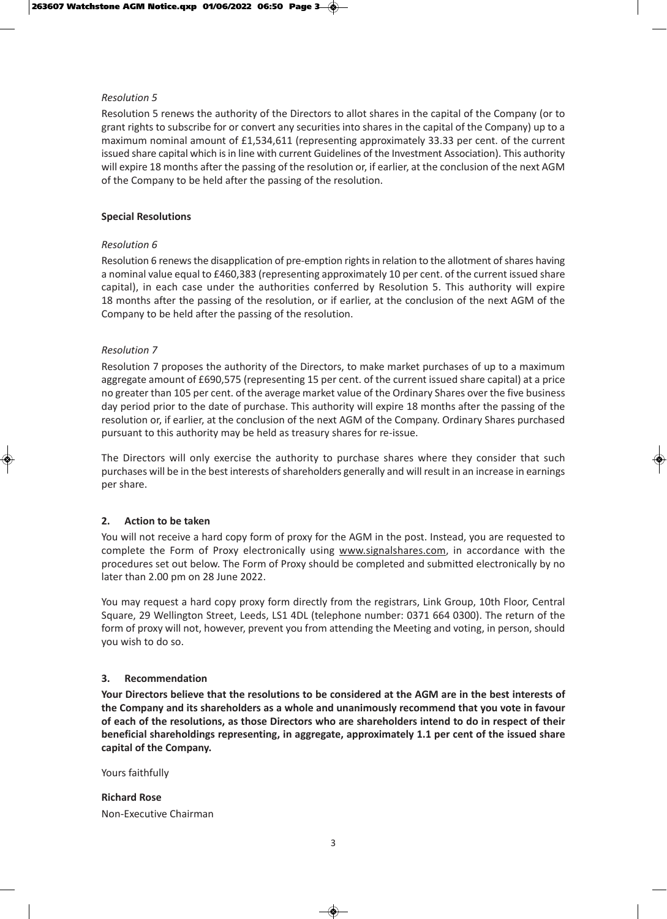*Resolution 5*

Resolution 5 renews the authority of the Directors to allot shares in the capital of the Company (or to grant rights to subscribe for or convert any securities into shares in the capital of the Company) up to a maximum nominal amount of £1,534,611 (representing approximately 33.33 per cent. of the current issued share capital which is in line with current Guidelines of the Investment Association). This authority will expire 18 months after the passing of the resolution or, if earlier, at the conclusion of the next AGM of the Company to be held after the passing of the resolution.

**Special Resolutions**

*Resolution 6*

Resolution 6 renews the disapplication of pre-emption rights in relation to the allotment of shares having a nominal value equal to £460,383 (representing approximately 10 per cent. of the current issued share capital), in each case under the authorities conferred by Resolution 5. This authority will expire 18 months after the passing of the resolution, or if earlier, at the conclusion of the next AGM of the Company to be held after the passing of the resolution.

*Resolution 7*

Resolution 7 proposes the authority of the Directors, to make market purchases of up to a maximum aggregate amount of £690,575 (representing 15 per cent. of the current issued share capital) at a price no greater than 105 per cent. of the average market value of the Ordinary Shares over the five business day period prior to the date of purchase. This authority will expire 18 months after the passing of the resolution or, if earlier, at the conclusion of the next AGM of the Company. Ordinary Shares purchased pursuant to this authority may be held as treasury shares for re-issue.

The Directors will only exercise the authority to purchase shares where they consider that such purchases will be in the best interests of shareholders generally and will result in an increase in earnings per share.

## 2. Action to be taken

You will not receive a hard copy form of proxy for the AGM in the post. Instead, you are requested to complete the Form of Proxy electronically using www.signalshares.com, in accordance with the procedures set out below. The Form of Proxy should be completed and submitted electronically by no later than 2.00 pm on 28 June 2022.

You may request a hard copy proxy form directly from the registrars, Link Group, 10th Floor, Central Square, 29 Wellington Street, Leeds, LS1 4DL (telephone number: 0371 664 0300). The return of the form of proxy will not, however, prevent you from attending the Meeting and voting, in person, should you wish to do so.

## 3. Recommendation

**Your Directors believe that the resolutions to be considered at the AGM are in the best interests of the Company and its shareholders as a whole and unanimously recommend that you vote in favour of each of the resolutions, as those Directors who are shareholders intend to do in respect of their beneficial shareholdings representing, in aggregate, approximately 1.1 per cent of the issued share capital of the Company.**

Yours faithfully

**Richard Rose**
Non-Executive Chairman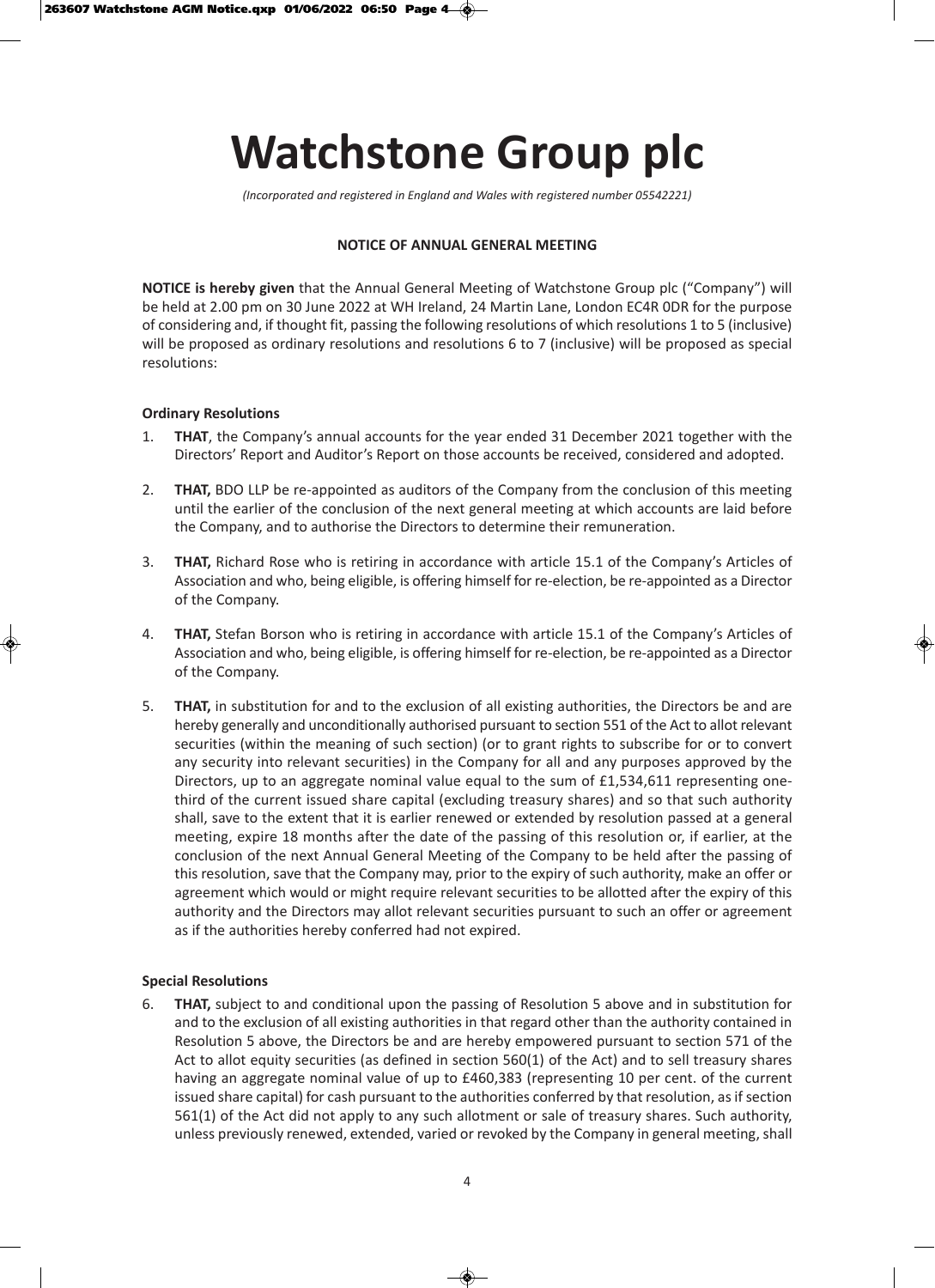# Watchstone Group plc

*(Incorporated and registered in England and Wales with registered number 05542221)*

**NOTICE OF ANNUAL GENERAL MEETING**

**NOTICE is hereby given** that the Annual General Meeting of Watchstone Group plc ("Company") will be held at 2.00 pm on 30 June 2022 at WH Ireland, 24 Martin Lane, London EC4R 0DR for the purpose of considering and, if thought fit, passing the following resolutions of which resolutions 1 to 5 (inclusive) will be proposed as ordinary resolutions and resolutions 6 to 7 (inclusive) will be proposed as special resolutions:

**Ordinary Resolutions**

1. **THAT**, the Company's annual accounts for the year ended 31 December 2021 together with the Directors' Report and Auditor's Report on those accounts be received, considered and adopted.

2. **THAT,** BDO LLP be re-appointed as auditors of the Company from the conclusion of this meeting until the earlier of the conclusion of the next general meeting at which accounts are laid before the Company, and to authorise the Directors to determine their remuneration.

3. **THAT,** Richard Rose who is retiring in accordance with article 15.1 of the Company's Articles of Association and who, being eligible, is offering himself for re-election, be re-appointed as a Director of the Company.

4. **THAT,** Stefan Borson who is retiring in accordance with article 15.1 of the Company's Articles of Association and who, being eligible, is offering himself for re-election, be re-appointed as a Director of the Company.

5. **THAT,** in substitution for and to the exclusion of all existing authorities, the Directors be and are hereby generally and unconditionally authorised pursuant to section 551 of the Act to allot relevant securities (within the meaning of such section) (or to grant rights to subscribe for or to convert any security into relevant securities) in the Company for all and any purposes approved by the Directors, up to an aggregate nominal value equal to the sum of £1,534,611 representing one-third of the current issued share capital (excluding treasury shares) and so that such authority shall, save to the extent that it is earlier renewed or extended by resolution passed at a general meeting, expire 18 months after the date of the passing of this resolution or, if earlier, at the conclusion of the next Annual General Meeting of the Company to be held after the passing of this resolution, save that the Company may, prior to the expiry of such authority, make an offer or agreement which would or might require relevant securities to be allotted after the expiry of this authority and the Directors may allot relevant securities pursuant to such an offer or agreement as if the authorities hereby conferred had not expired.

**Special Resolutions**

6. **THAT,** subject to and conditional upon the passing of Resolution 5 above and in substitution for and to the exclusion of all existing authorities in that regard other than the authority contained in Resolution 5 above, the Directors be and are hereby empowered pursuant to section 571 of the Act to allot equity securities (as defined in section 560(1) of the Act) and to sell treasury shares having an aggregate nominal value of up to £460,383 (representing 10 per cent. of the current issued share capital) for cash pursuant to the authorities conferred by that resolution, as if section 561(1) of the Act did not apply to any such allotment or sale of treasury shares. Such authority, unless previously renewed, extended, varied or revoked by the Company in general meeting, shall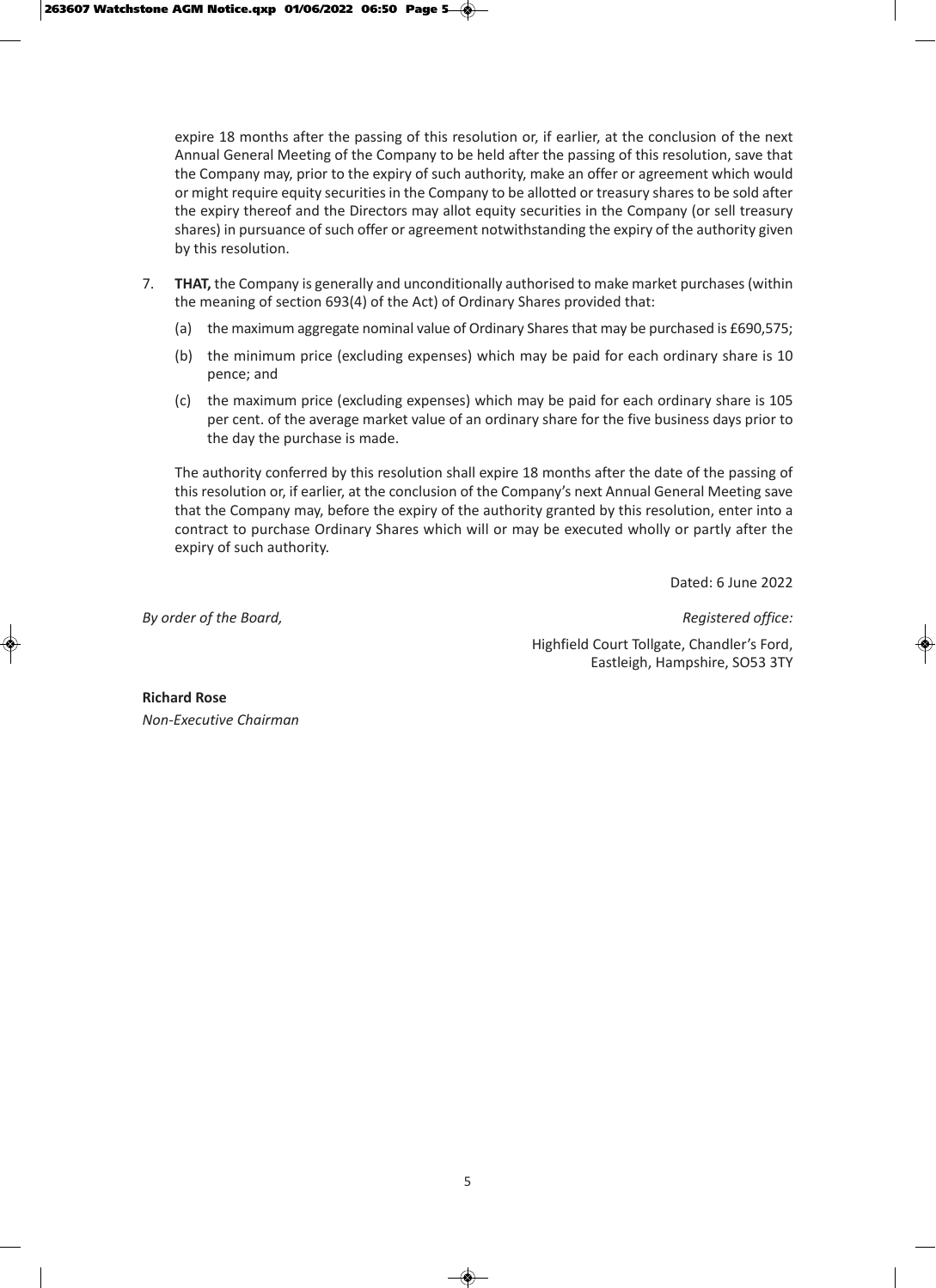expire 18 months after the passing of this resolution or, if earlier, at the conclusion of the next Annual General Meeting of the Company to be held after the passing of this resolution, save that the Company may, prior to the expiry of such authority, make an offer or agreement which would or might require equity securities in the Company to be allotted or treasury shares to be sold after the expiry thereof and the Directors may allot equity securities in the Company (or sell treasury shares) in pursuance of such offer or agreement notwithstanding the expiry of the authority given by this resolution.

7. **THAT,** the Company is generally and unconditionally authorised to make market purchases (within the meaning of section 693(4) of the Act) of Ordinary Shares provided that:

   (a) the maximum aggregate nominal value of Ordinary Shares that may be purchased is £690,575;

   (b) the minimum price (excluding expenses) which may be paid for each ordinary share is 10 pence; and

   (c) the maximum price (excluding expenses) which may be paid for each ordinary share is 105 per cent. of the average market value of an ordinary share for the five business days prior to the day the purchase is made.

   The authority conferred by this resolution shall expire 18 months after the date of the passing of this resolution or, if earlier, at the conclusion of the Company's next Annual General Meeting save that the Company may, before the expiry of the authority granted by this resolution, enter into a contract to purchase Ordinary Shares which will or may be executed wholly or partly after the expiry of such authority.

Dated: 6 June 2022

*By order of the Board,*

*Registered office:*

Highfield Court Tollgate, Chandler's Ford,
Eastleigh, Hampshire, SO53 3TY

**Richard Rose**
*Non-Executive Chairman*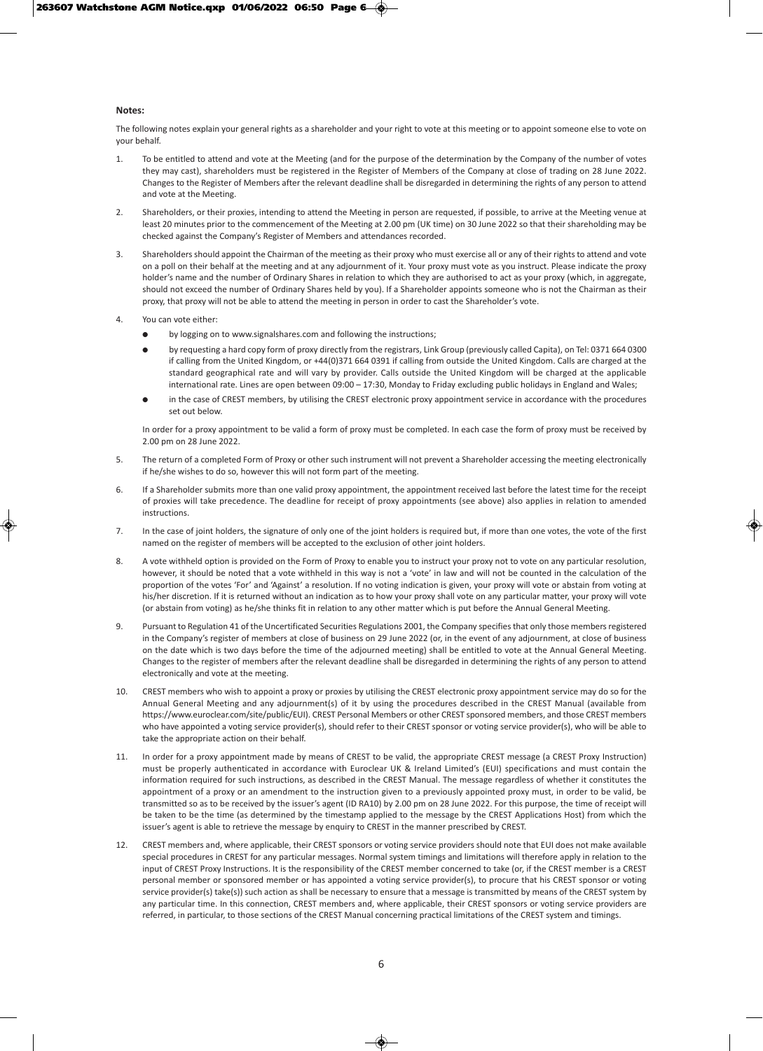**Notes:**

The following notes explain your general rights as a shareholder and your right to vote at this meeting or to appoint someone else to vote on your behalf.

1. To be entitled to attend and vote at the Meeting (and for the purpose of the determination by the Company of the number of votes they may cast), shareholders must be registered in the Register of Members of the Company at close of trading on 28 June 2022. Changes to the Register of Members after the relevant deadline shall be disregarded in determining the rights of any person to attend and vote at the Meeting.

2. Shareholders, or their proxies, intending to attend the Meeting in person are requested, if possible, to arrive at the Meeting venue at least 20 minutes prior to the commencement of the Meeting at 2.00 pm (UK time) on 30 June 2022 so that their shareholding may be checked against the Company's Register of Members and attendances recorded.

3. Shareholders should appoint the Chairman of the meeting as their proxy who must exercise all or any of their rights to attend and vote on a poll on their behalf at the meeting and at any adjournment of it. Your proxy must vote as you instruct. Please indicate the proxy holder's name and the number of Ordinary Shares in relation to which they are authorised to act as your proxy (which, in aggregate, should not exceed the number of Ordinary Shares held by you). If a Shareholder appoints someone who is not the Chairman as their proxy, that proxy will not be able to attend the meeting in person in order to cast the Shareholder's vote.

4. You can vote either:

   - by logging on to www.signalshares.com and following the instructions;
   - by requesting a hard copy form of proxy directly from the registrars, Link Group (previously called Capita), on Tel: 0371 664 0300 if calling from the United Kingdom, or +44(0)371 664 0391 if calling from outside the United Kingdom. Calls are charged at the standard geographical rate and will vary by provider. Calls outside the United Kingdom will be charged at the applicable international rate. Lines are open between 09:00 – 17:30, Monday to Friday excluding public holidays in England and Wales;
   - in the case of CREST members, by utilising the CREST electronic proxy appointment service in accordance with the procedures set out below.

   In order for a proxy appointment to be valid a form of proxy must be completed. In each case the form of proxy must be received by 2.00 pm on 28 June 2022.

5. The return of a completed Form of Proxy or other such instrument will not prevent a Shareholder accessing the meeting electronically if he/she wishes to do so, however this will not form part of the meeting.

6. If a Shareholder submits more than one valid proxy appointment, the appointment received last before the latest time for the receipt of proxies will take precedence. The deadline for receipt of proxy appointments (see above) also applies in relation to amended instructions.

7. In the case of joint holders, the signature of only one of the joint holders is required but, if more than one votes, the vote of the first named on the register of members will be accepted to the exclusion of other joint holders.

8. A vote withheld option is provided on the Form of Proxy to enable you to instruct your proxy not to vote on any particular resolution, however, it should be noted that a vote withheld in this way is not a 'vote' in law and will not be counted in the calculation of the proportion of the votes 'For' and 'Against' a resolution. If no voting indication is given, your proxy will vote or abstain from voting at his/her discretion. If it is returned without an indication as to how your proxy shall vote on any particular matter, your proxy will vote (or abstain from voting) as he/she thinks fit in relation to any other matter which is put before the Annual General Meeting.

9. Pursuant to Regulation 41 of the Uncertificated Securities Regulations 2001, the Company specifies that only those members registered in the Company's register of members at close of business on 29 June 2022 (or, in the event of any adjournment, at close of business on the date which is two days before the time of the adjourned meeting) shall be entitled to vote at the Annual General Meeting. Changes to the register of members after the relevant deadline shall be disregarded in determining the rights of any person to attend electronically and vote at the meeting.

10. CREST members who wish to appoint a proxy or proxies by utilising the CREST electronic proxy appointment service may do so for the Annual General Meeting and any adjournment(s) of it by using the procedures described in the CREST Manual (available from https://www.euroclear.com/site/public/EUI). CREST Personal Members or other CREST sponsored members, and those CREST members who have appointed a voting service provider(s), should refer to their CREST sponsor or voting service provider(s), who will be able to take the appropriate action on their behalf.

11. In order for a proxy appointment made by means of CREST to be valid, the appropriate CREST message (a CREST Proxy Instruction) must be properly authenticated in accordance with Euroclear UK & Ireland Limited's (EUI) specifications and must contain the information required for such instructions, as described in the CREST Manual. The message regardless of whether it constitutes the appointment of a proxy or an amendment to the instruction given to a previously appointed proxy must, in order to be valid, be transmitted so as to be received by the issuer's agent (ID RA10) by 2.00 pm on 28 June 2022. For this purpose, the time of receipt will be taken to be the time (as determined by the timestamp applied to the message by the CREST Applications Host) from which the issuer's agent is able to retrieve the message by enquiry to CREST in the manner prescribed by CREST.

12. CREST members and, where applicable, their CREST sponsors or voting service providers should note that EUI does not make available special procedures in CREST for any particular messages. Normal system timings and limitations will therefore apply in relation to the input of CREST Proxy Instructions. It is the responsibility of the CREST member concerned to take (or, if the CREST member is a CREST personal member or sponsored member or has appointed a voting service provider(s), to procure that his CREST sponsor or voting service provider(s) take(s)) such action as shall be necessary to ensure that a message is transmitted by means of the CREST system by any particular time. In this connection, CREST members and, where applicable, their CREST sponsors or voting service providers are referred, in particular, to those sections of the CREST Manual concerning practical limitations of the CREST system and timings.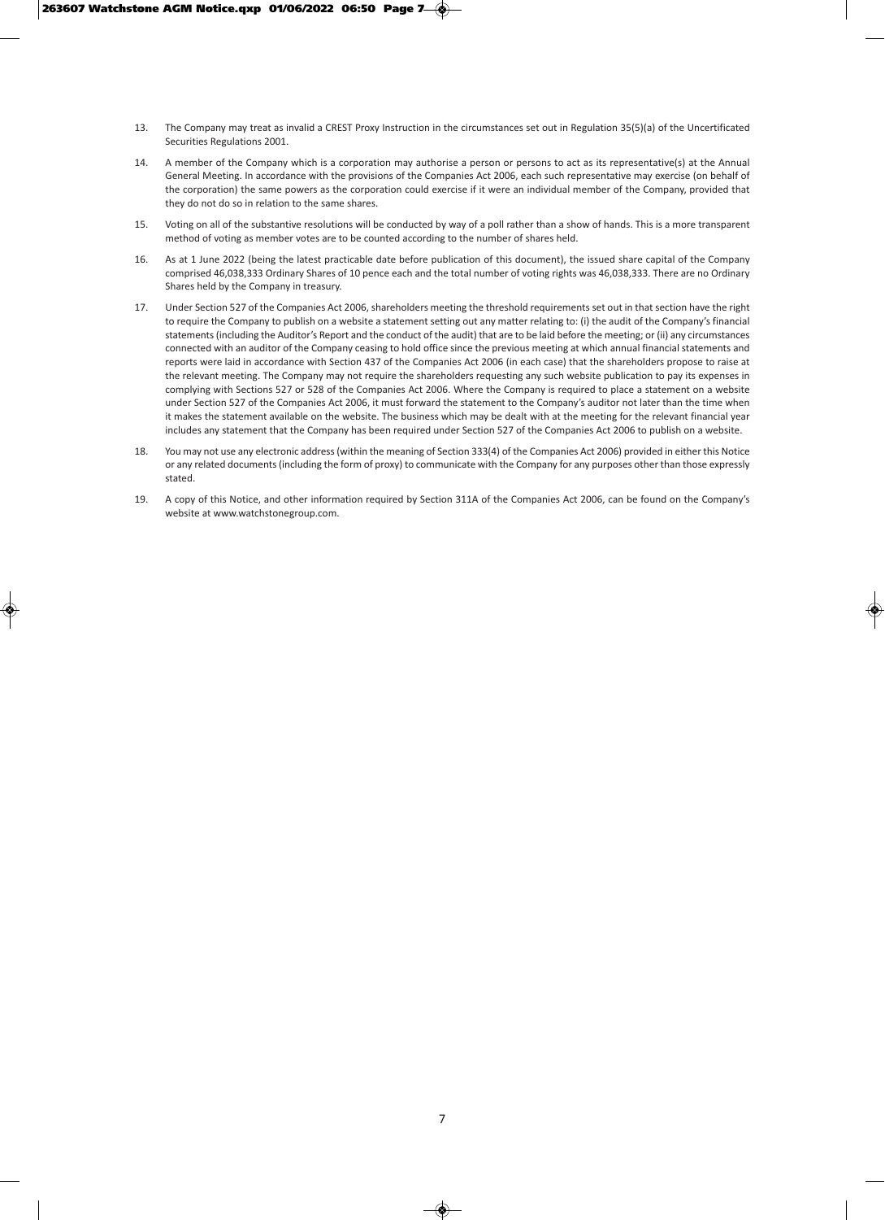13. The Company may treat as invalid a CREST Proxy Instruction in the circumstances set out in Regulation 35(5)(a) of the Uncertificated Securities Regulations 2001.

14. A member of the Company which is a corporation may authorise a person or persons to act as its representative(s) at the Annual General Meeting. In accordance with the provisions of the Companies Act 2006, each such representative may exercise (on behalf of the corporation) the same powers as the corporation could exercise if it were an individual member of the Company, provided that they do not do so in relation to the same shares.

15. Voting on all of the substantive resolutions will be conducted by way of a poll rather than a show of hands. This is a more transparent method of voting as member votes are to be counted according to the number of shares held.

16. As at 1 June 2022 (being the latest practicable date before publication of this document), the issued share capital of the Company comprised 46,038,333 Ordinary Shares of 10 pence each and the total number of voting rights was 46,038,333. There are no Ordinary Shares held by the Company in treasury.

17. Under Section 527 of the Companies Act 2006, shareholders meeting the threshold requirements set out in that section have the right to require the Company to publish on a website a statement setting out any matter relating to: (i) the audit of the Company's financial statements (including the Auditor's Report and the conduct of the audit) that are to be laid before the meeting; or (ii) any circumstances connected with an auditor of the Company ceasing to hold office since the previous meeting at which annual financial statements and reports were laid in accordance with Section 437 of the Companies Act 2006 (in each case) that the shareholders propose to raise at the relevant meeting. The Company may not require the shareholders requesting any such website publication to pay its expenses in complying with Sections 527 or 528 of the Companies Act 2006. Where the Company is required to place a statement on a website under Section 527 of the Companies Act 2006, it must forward the statement to the Company's auditor not later than the time when it makes the statement available on the website. The business which may be dealt with at the meeting for the relevant financial year includes any statement that the Company has been required under Section 527 of the Companies Act 2006 to publish on a website.

18. You may not use any electronic address (within the meaning of Section 333(4) of the Companies Act 2006) provided in either this Notice or any related documents (including the form of proxy) to communicate with the Company for any purposes other than those expressly stated.

19. A copy of this Notice, and other information required by Section 311A of the Companies Act 2006, can be found on the Company's website at www.watchstonegroup.com.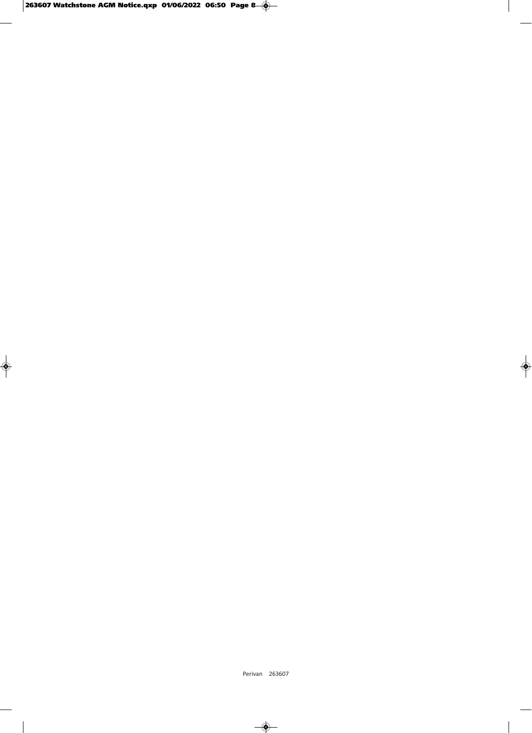Perivan 263607